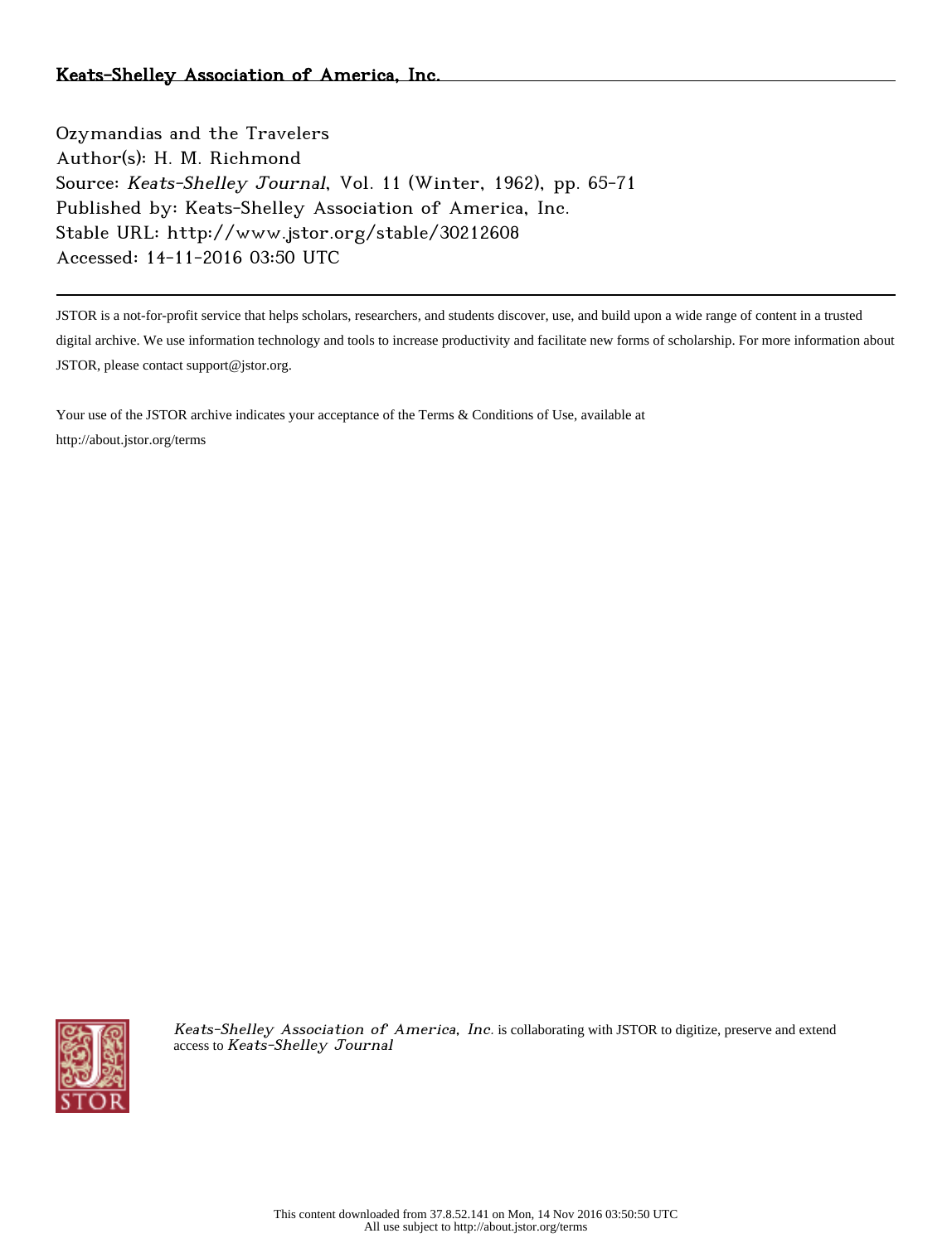Keats-Shelley Association of America, Inc.

Ozymandias and the Travelers
Author(s): H. M. Richmond
Source: *Keats-Shelley Journal*, Vol. 11 (Winter, 1962), pp. 65-71
Published by: Keats-Shelley Association of America, Inc.
Stable URL: http://www.jstor.org/stable/30212608
Accessed: 14-11-2016 03:50 UTC

JSTOR is a not-for-profit service that helps scholars, researchers, and students discover, use, and build upon a wide range of content in a trusted digital archive. We use information technology and tools to increase productivity and facilitate new forms of scholarship. For more information about JSTOR, please contact support@jstor.org.

Your use of the JSTOR archive indicates your acceptance of the Terms & Conditions of Use, available at http://about.jstor.org/terms

*Keats-Shelley Association of America, Inc.* is collaborating with JSTOR to digitize, preserve and extend access to *Keats-Shelley Journal*

This content downloaded from 37.8.52.141 on Mon, 14 Nov 2016 03:50:50 UTC
All use subject to http://about.jstor.org/terms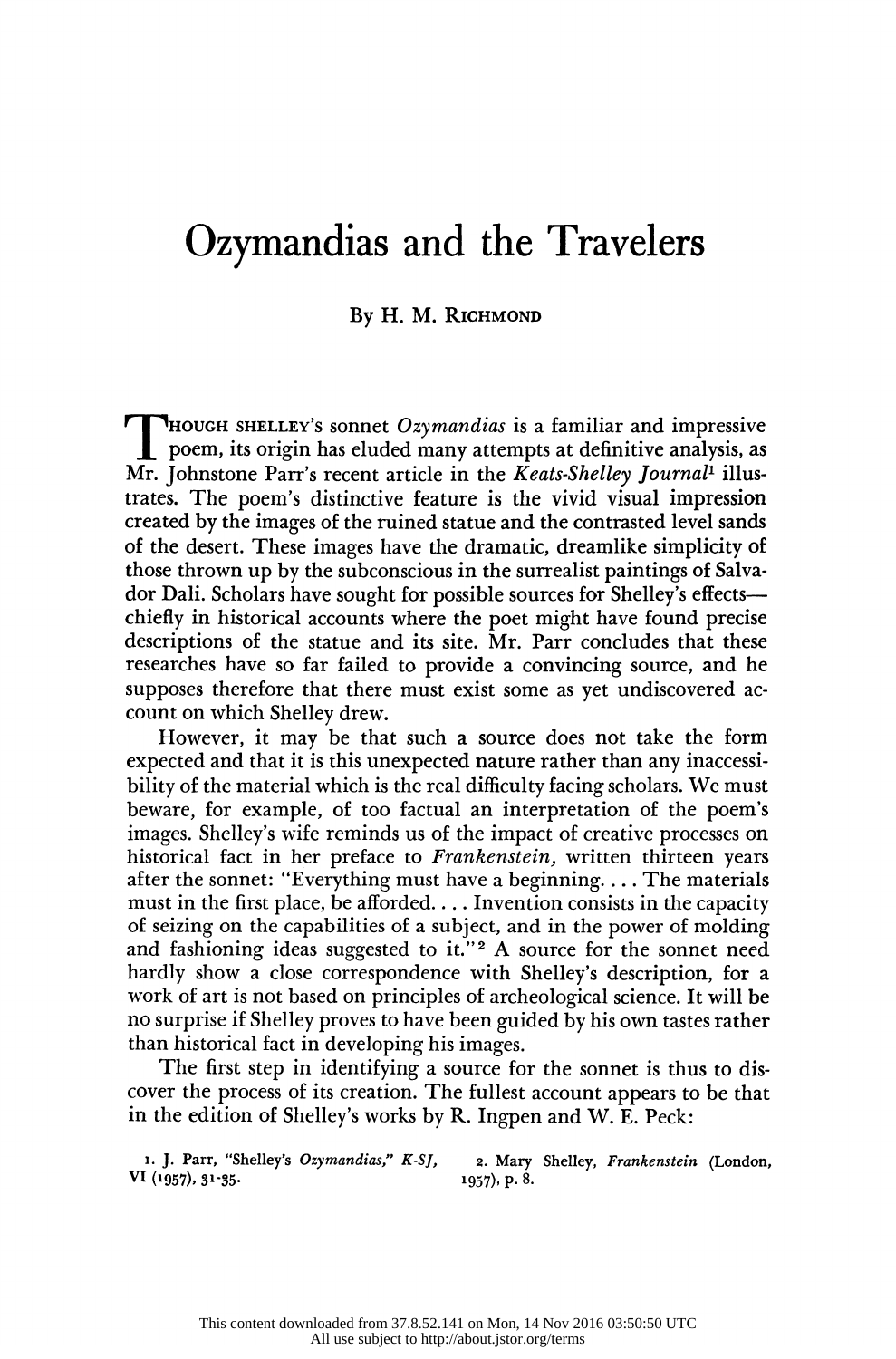# Ozymandias and the Travelers

By H. M. Richmond

Though Shelley's sonnet *Ozymandias* is a familiar and impressive poem, its origin has eluded many attempts at definitive analysis, as Mr. Johnstone Parr's recent article in the *Keats-Shelley Journal*[1] illustrates. The poem's distinctive feature is the vivid visual impression created by the images of the ruined statue and the contrasted level sands of the desert. These images have the dramatic, dreamlike simplicity of those thrown up by the subconscious in the surrealist paintings of Salvador Dali. Scholars have sought for possible sources for Shelley's effects—chiefly in historical accounts where the poet might have found precise descriptions of the statue and its site. Mr. Parr concludes that these researches have so far failed to provide a convincing source, and he supposes therefore that there must exist some as yet undiscovered account on which Shelley drew.

However, it may be that such a source does not take the form expected and that it is this unexpected nature rather than any inaccessibility of the material which is the real difficulty facing scholars. We must beware, for example, of too factual an interpretation of the poem's images. Shelley's wife reminds us of the impact of creative processes on historical fact in her preface to *Frankenstein*, written thirteen years after the sonnet: "Everything must have a beginning. . . . The materials must in the first place, be afforded. . . . Invention consists in the capacity of seizing on the capabilities of a subject, and in the power of molding and fashioning ideas suggested to it."[2] A source for the sonnet need hardly show a close correspondence with Shelley's description, for a work of art is not based on principles of archeological science. It will be no surprise if Shelley proves to have been guided by his own tastes rather than historical fact in developing his images.

The first step in identifying a source for the sonnet is thus to discover the process of its creation. The fullest account appears to be that in the edition of Shelley's works by R. Ingpen and W. E. Peck:

1. J. Parr, "Shelley's *Ozymandias*," *K-SJ*, VI (1957), 31-35.

2. Mary Shelley, *Frankenstein* (London, 1957), p. 8.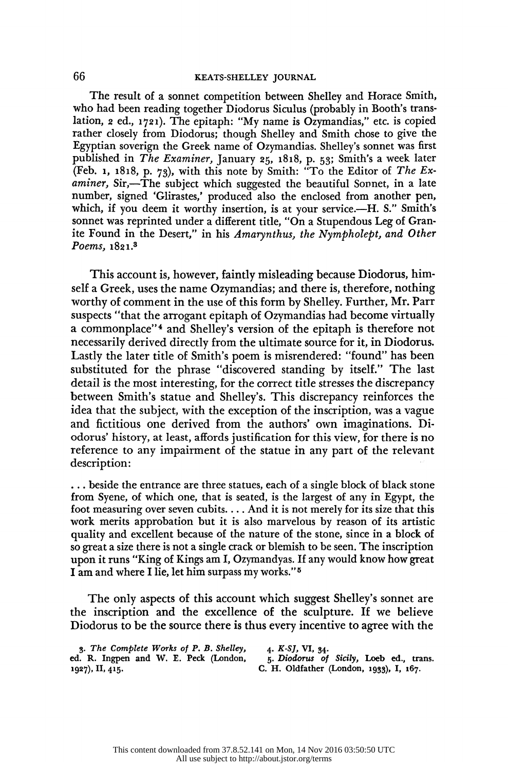The result of a sonnet competition between Shelley and Horace Smith, who had been reading together Diodorus Siculus (probably in Booth's translation, 2 ed., 1721). The epitaph: "My name is Ozymandias," etc. is copied rather closely from Diodorus; though Shelley and Smith chose to give the Egyptian soverign the Greek name of Ozymandias. Shelley's sonnet was first published in *The Examiner,* January 25, 1818, p. 53; Smith's a week later (Feb. 1, 1818, p. 73), with this note by Smith: "To the Editor of *The Examiner,* Sir,—The subject which suggested the beautiful Sonnet, in a late number, signed 'Glirastes,' produced also the enclosed from another pen, which, if you deem it worthy insertion, is at your service.—H. S." Smith's sonnet was reprinted under a different title, "On a Stupendous Leg of Granite Found in the Desert," in his *Amarynthus, the Nympholept, and Other Poems,* 1821.[3]

This account is, however, faintly misleading because Diodorus, himself a Greek, uses the name Ozymandias; and there is, therefore, nothing worthy of comment in the use of this form by Shelley. Further, Mr. Parr suspects "that the arrogant epitaph of Ozymandias had become virtually a commonplace"[4] and Shelley's version of the epitaph is therefore not necessarily derived directly from the ultimate source for it, in Diodorus. Lastly the later title of Smith's poem is misrendered: "found" has been substituted for the phrase "discovered standing by itself." The last detail is the most interesting, for the correct title stresses the discrepancy between Smith's statue and Shelley's. This discrepancy reinforces the idea that the subject, with the exception of the inscription, was a vague and fictitious one derived from the authors' own imaginations. Diodorus' history, at least, affords justification for this view, for there is no reference to any impairment of the statue in any part of the relevant description:

> . . . beside the entrance are three statues, each of a single block of black stone from Syene, of which one, that is seated, is the largest of any in Egypt, the foot measuring over seven cubits. . . . And it is not merely for its size that this work merits approbation but it is also marvelous by reason of its artistic quality and excellent because of the nature of the stone, since in a block of so great a size there is not a single crack or blemish to be seen. The inscription upon it runs "King of Kings am I, Ozymandyas. If any would know how great I am and where I lie, let him surpass my works."[5]

The only aspects of this account which suggest Shelley's sonnet are the inscription and the excellence of the sculpture. If we believe Diodorus to be the source there is thus every incentive to agree with the

3. *The Complete Works of P. B. Shelley,* ed. R. Ingpen and W. E. Peck (London, 1927), II, 415.

4. *K-SJ,* VI, 34.

5. *Diodorus of Sicily,* Loeb ed., trans. C. H. Oldfather (London, 1933), I, 167.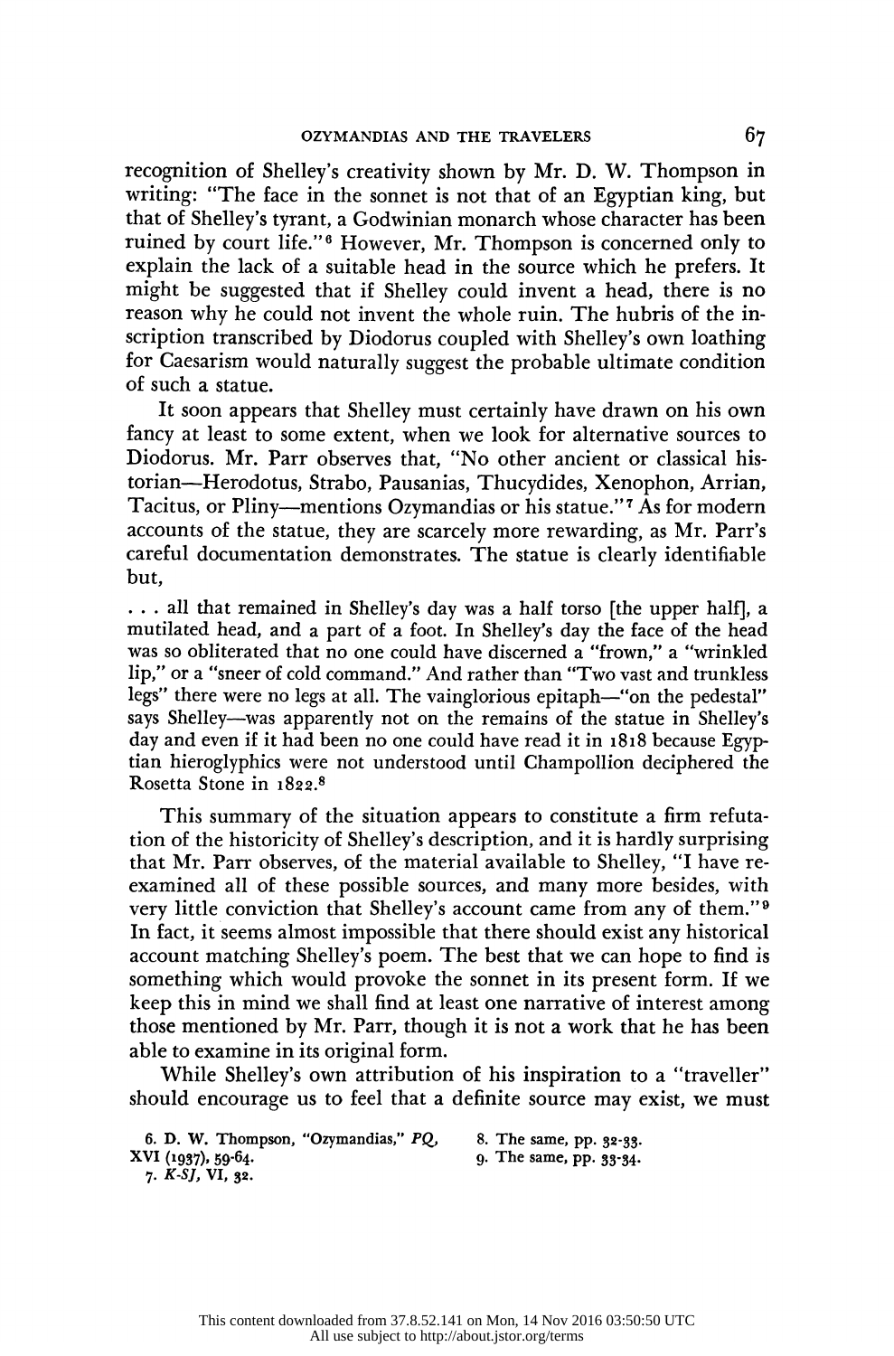recognition of Shelley's creativity shown by Mr. D. W. Thompson in writing: "The face in the sonnet is not that of an Egyptian king, but that of Shelley's tyrant, a Godwinian monarch whose character has been ruined by court life."[6] However, Mr. Thompson is concerned only to explain the lack of a suitable head in the source which he prefers. It might be suggested that if Shelley could invent a head, there is no reason why he could not invent the whole ruin. The hubris of the inscription transcribed by Diodorus coupled with Shelley's own loathing for Caesarism would naturally suggest the probable ultimate condition of such a statue.

It soon appears that Shelley must certainly have drawn on his own fancy at least to some extent, when we look for alternative sources to Diodorus. Mr. Parr observes that, "No other ancient or classical historian—Herodotus, Strabo, Pausanias, Thucydides, Xenophon, Arrian, Tacitus, or Pliny—mentions Ozymandias or his statue."[7] As for modern accounts of the statue, they are scarcely more rewarding, as Mr. Parr's careful documentation demonstrates. The statue is clearly identifiable but,

> . . . all that remained in Shelley's day was a half torso [the upper half], a mutilated head, and a part of a foot. In Shelley's day the face of the head was so obliterated that no one could have discerned a "frown," a "wrinkled lip," or a "sneer of cold command." And rather than "Two vast and trunkless legs" there were no legs at all. The vainglorious epitaph—"on the pedestal" says Shelley—was apparently not on the remains of the statue in Shelley's day and even if it had been no one could have read it in 1818 because Egyptian hieroglyphics were not understood until Champollion deciphered the Rosetta Stone in 1822.[8]

This summary of the situation appears to constitute a firm refutation of the historicity of Shelley's description, and it is hardly surprising that Mr. Parr observes, of the material available to Shelley, "I have re-examined all of these possible sources, and many more besides, with very little conviction that Shelley's account came from any of them."[9] In fact, it seems almost impossible that there should exist any historical account matching Shelley's poem. The best that we can hope to find is something which would provoke the sonnet in its present form. If we keep this in mind we shall find at least one narrative of interest among those mentioned by Mr. Parr, though it is not a work that he has been able to examine in its original form.

While Shelley's own attribution of his inspiration to a "traveller" should encourage us to feel that a definite source may exist, we must

6. D. W. Thompson, "Ozymandias," *PQ*, XVI (1937), 59-64.

7. *K-SJ*, VI, 32.

8. The same, pp. 32-33.

9. The same, pp. 33-34.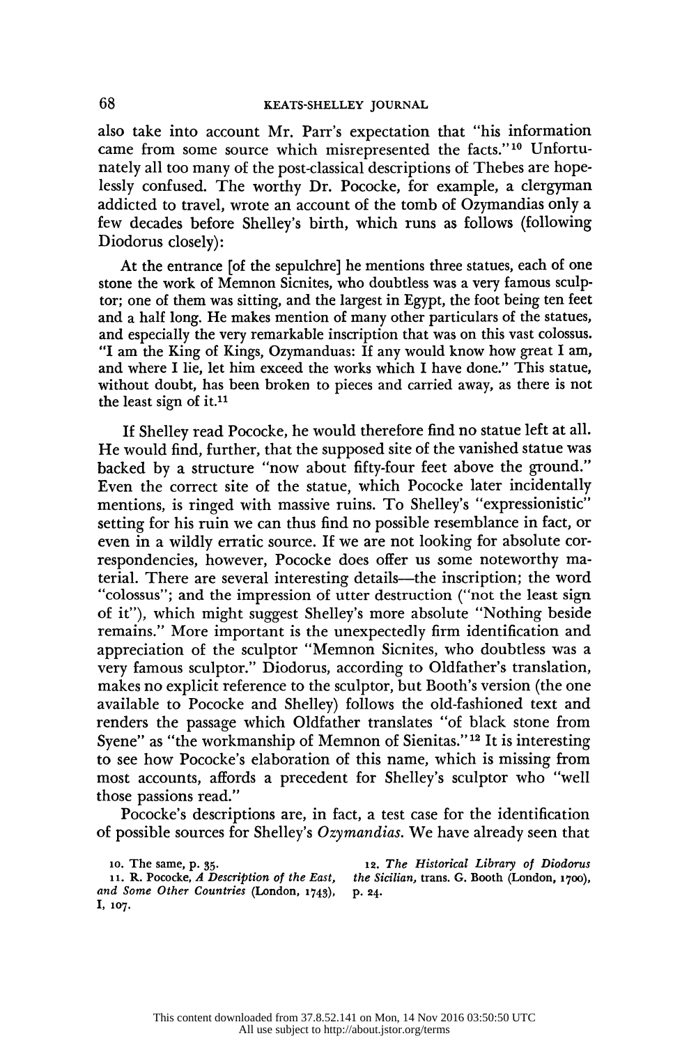also take into account Mr. Parr's expectation that "his information came from some source which misrepresented the facts."[10] Unfortunately all too many of the post-classical descriptions of Thebes are hopelessly confused. The worthy Dr. Pococke, for example, a clergyman addicted to travel, wrote an account of the tomb of Ozymandias only a few decades before Shelley's birth, which runs as follows (following Diodorus closely):

> At the entrance [of the sepulchre] he mentions three statues, each of one stone the work of Memnon Sicnites, who doubtless was a very famous sculptor; one of them was sitting, and the largest in Egypt, the foot being ten feet and a half long. He makes mention of many other particulars of the statues, and especially the very remarkable inscription that was on this vast colossus. "I am the King of Kings, Ozymanduas: If any would know how great I am, and where I lie, let him exceed the works which I have done." This statue, without doubt, has been broken to pieces and carried away, as there is not the least sign of it.[11]

If Shelley read Pococke, he would therefore find no statue left at all. He would find, further, that the supposed site of the vanished statue was backed by a structure "now about fifty-four feet above the ground." Even the correct site of the statue, which Pococke later incidentally mentions, is ringed with massive ruins. To Shelley's "expressionistic" setting for his ruin we can thus find no possible resemblance in fact, or even in a wildly erratic source. If we are not looking for absolute correspondencies, however, Pococke does offer us some noteworthy material. There are several interesting details—the inscription; the word "colossus"; and the impression of utter destruction ("not the least sign of it"), which might suggest Shelley's more absolute "Nothing beside remains." More important is the unexpectedly firm identification and appreciation of the sculptor "Memnon Sicnites, who doubtless was a very famous sculptor." Diodorus, according to Oldfather's translation, makes no explicit reference to the sculptor, but Booth's version (the one available to Pococke and Shelley) follows the old-fashioned text and renders the passage which Oldfather translates "of black stone from Syene" as "the workmanship of Memnon of Sienitas."[12] It is interesting to see how Pococke's elaboration of this name, which is missing from most accounts, affords a precedent for Shelley's sculptor who "well those passions read."

Pococke's descriptions are, in fact, a test case for the identification of possible sources for Shelley's *Ozymandias*. We have already seen that

---

10. The same, p. 35.

11. R. Pococke, *A Description of the East, and Some Other Countries* (London, 1743), I, 107.

12. *The Historical Library of Diodorus the Sicilian*, trans. G. Booth (London, 1700), p. 24.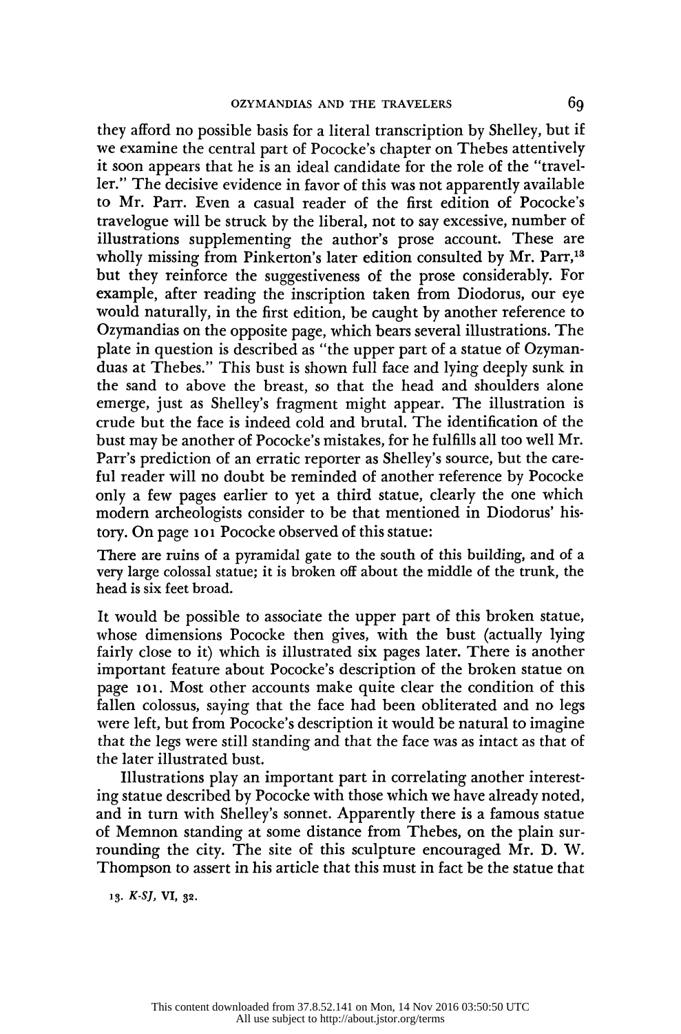they afford no possible basis for a literal transcription by Shelley, but if we examine the central part of Pococke's chapter on Thebes attentively it soon appears that he is an ideal candidate for the role of the "traveller." The decisive evidence in favor of this was not apparently available to Mr. Parr. Even a casual reader of the first edition of Pococke's travelogue will be struck by the liberal, not to say excessive, number of illustrations supplementing the author's prose account. These are wholly missing from Pinkerton's later edition consulted by Mr. Parr,[13] but they reinforce the suggestiveness of the prose considerably. For example, after reading the inscription taken from Diodorus, our eye would naturally, in the first edition, be caught by another reference to Ozymandias on the opposite page, which bears several illustrations. The plate in question is described as "the upper part of a statue of Ozymanduas at Thebes." This bust is shown full face and lying deeply sunk in the sand to above the breast, so that the head and shoulders alone emerge, just as Shelley's fragment might appear. The illustration is crude but the face is indeed cold and brutal. The identification of the bust may be another of Pococke's mistakes, for he fulfills all too well Mr. Parr's prediction of an erratic reporter as Shelley's source, but the careful reader will no doubt be reminded of another reference by Pococke only a few pages earlier to yet a third statue, clearly the one which modern archeologists consider to be that mentioned in Diodorus' history. On page 101 Pococke observed of this statue:

> There are ruins of a pyramidal gate to the south of this building, and of a very large colossal statue; it is broken off about the middle of the trunk, the head is six feet broad.

It would be possible to associate the upper part of this broken statue, whose dimensions Pococke then gives, with the bust (actually lying fairly close to it) which is illustrated six pages later. There is another important feature about Pococke's description of the broken statue on page 101. Most other accounts make quite clear the condition of this fallen colossus, saying that the face had been obliterated and no legs were left, but from Pococke's description it would be natural to imagine that the legs were still standing and that the face was as intact as that of the later illustrated bust.

Illustrations play an important part in correlating another interesting statue described by Pococke with those which we have already noted, and in turn with Shelley's sonnet. Apparently there is a famous statue of Memnon standing at some distance from Thebes, on the plain surrounding the city. The site of this sculpture encouraged Mr. D. W. Thompson to assert in his article that this must in fact be the statue that

13. *K-SJ*, VI, 32.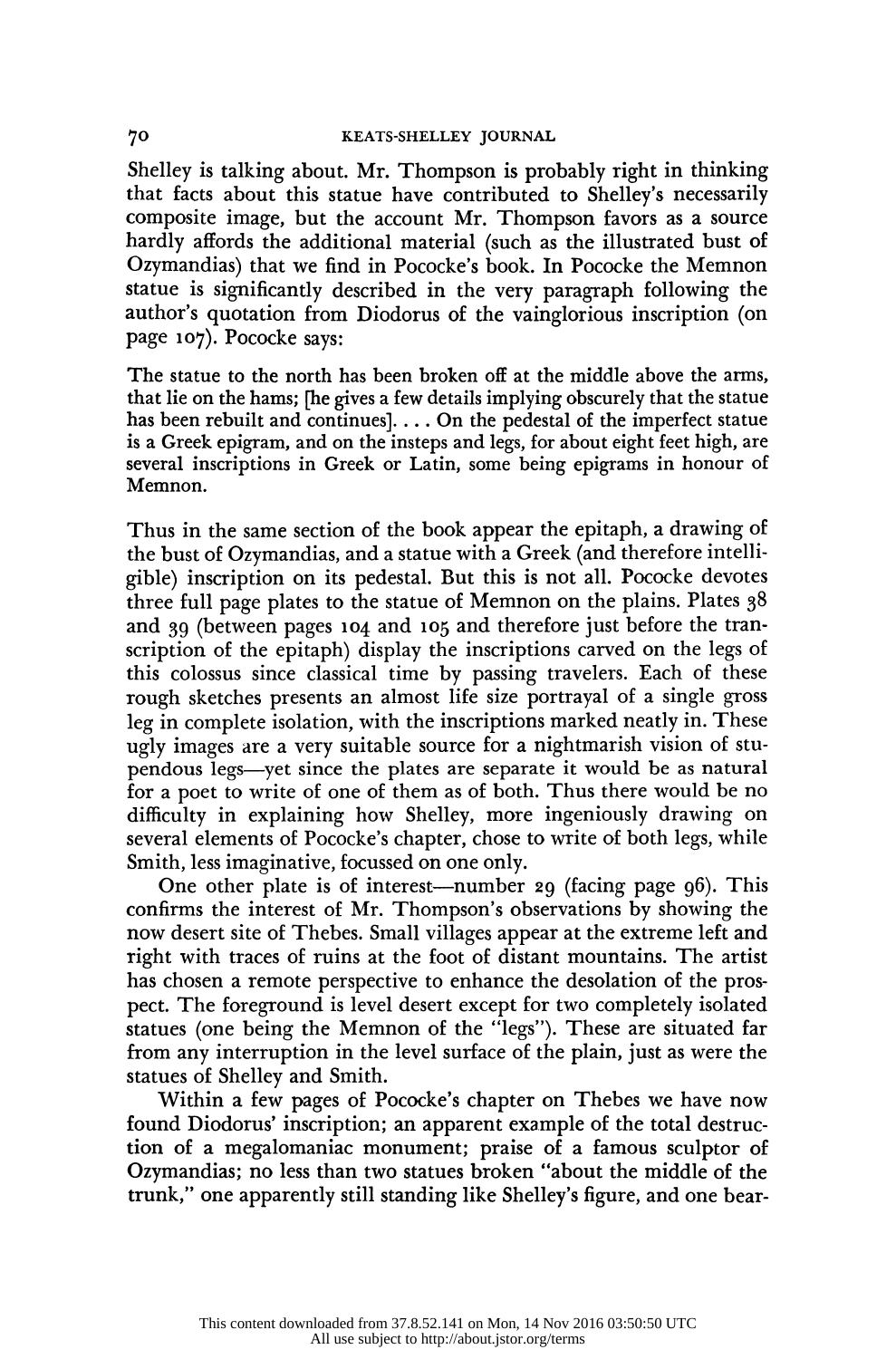Shelley is talking about. Mr. Thompson is probably right in thinking that facts about this statue have contributed to Shelley's necessarily composite image, but the account Mr. Thompson favors as a source hardly affords the additional material (such as the illustrated bust of Ozymandias) that we find in Pococke's book. In Pococke the Memnon statue is significantly described in the very paragraph following the author's quotation from Diodorus of the vainglorious inscription (on page 107). Pococke says:

> The statue to the north has been broken off at the middle above the arms, that lie on the hams; [he gives a few details implying obscurely that the statue has been rebuilt and continues]. . . . On the pedestal of the imperfect statue is a Greek epigram, and on the insteps and legs, for about eight feet high, are several inscriptions in Greek or Latin, some being epigrams in honour of Memnon.

Thus in the same section of the book appear the epitaph, a drawing of the bust of Ozymandias, and a statue with a Greek (and therefore intelligible) inscription on its pedestal. But this is not all. Pococke devotes three full page plates to the statue of Memnon on the plains. Plates 38 and 39 (between pages 104 and 105 and therefore just before the transcription of the epitaph) display the inscriptions carved on the legs of this colossus since classical time by passing travelers. Each of these rough sketches presents an almost life size portrayal of a single gross leg in complete isolation, with the inscriptions marked neatly in. These ugly images are a very suitable source for a nightmarish vision of stupendous legs—yet since the plates are separate it would be as natural for a poet to write of one of them as of both. Thus there would be no difficulty in explaining how Shelley, more ingeniously drawing on several elements of Pococke's chapter, chose to write of both legs, while Smith, less imaginative, focussed on one only.

One other plate is of interest—number 29 (facing page 96). This confirms the interest of Mr. Thompson's observations by showing the now desert site of Thebes. Small villages appear at the extreme left and right with traces of ruins at the foot of distant mountains. The artist has chosen a remote perspective to enhance the desolation of the prospect. The foreground is level desert except for two completely isolated statues (one being the Memnon of the "legs"). These are situated far from any interruption in the level surface of the plain, just as were the statues of Shelley and Smith.

Within a few pages of Pococke's chapter on Thebes we have now found Diodorus' inscription; an apparent example of the total destruction of a megalomaniac monument; praise of a famous sculptor of Ozymandias; no less than two statues broken "about the middle of the trunk," one apparently still standing like Shelley's figure, and one bear-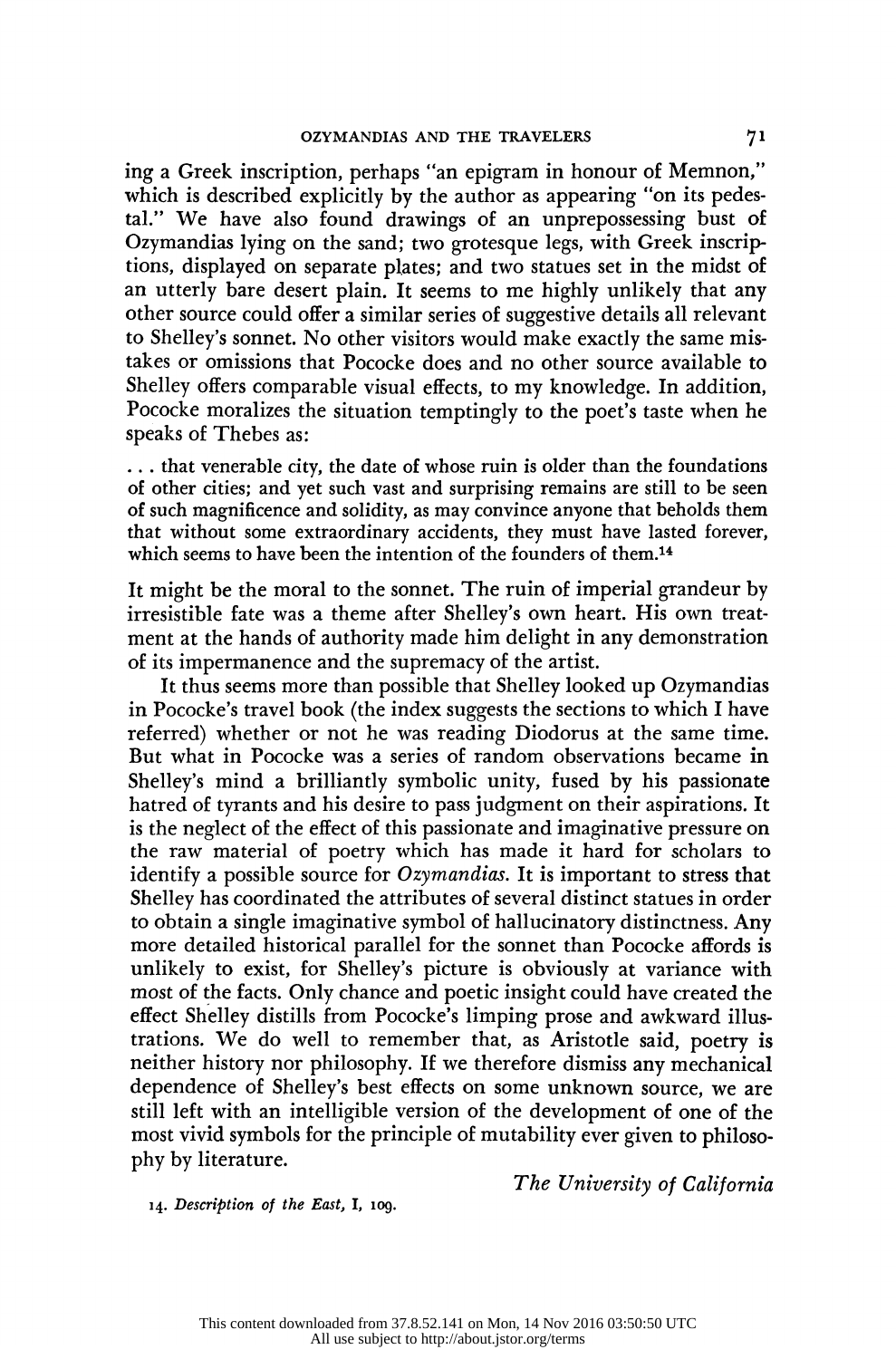ing a Greek inscription, perhaps "an epigram in honour of Memnon," which is described explicitly by the author as appearing "on its pedestal." We have also found drawings of an unprepossessing bust of Ozymandias lying on the sand; two grotesque legs, with Greek inscriptions, displayed on separate plates; and two statues set in the midst of an utterly bare desert plain. It seems to me highly unlikely that any other source could offer a similar series of suggestive details all relevant to Shelley's sonnet. No other visitors would make exactly the same mistakes or omissions that Pococke does and no other source available to Shelley offers comparable visual effects, to my knowledge. In addition, Pococke moralizes the situation temptingly to the poet's taste when he speaks of Thebes as:

> . . . that venerable city, the date of whose ruin is older than the foundations of other cities; and yet such vast and surprising remains are still to be seen of such magnificence and solidity, as may convince anyone that beholds them that without some extraordinary accidents, they must have lasted forever, which seems to have been the intention of the founders of them.[14]

It might be the moral to the sonnet. The ruin of imperial grandeur by irresistible fate was a theme after Shelley's own heart. His own treatment at the hands of authority made him delight in any demonstration of its impermanence and the supremacy of the artist.

It thus seems more than possible that Shelley looked up Ozymandias in Pococke's travel book (the index suggests the sections to which I have referred) whether or not he was reading Diodorus at the same time. But what in Pococke was a series of random observations became in Shelley's mind a brilliantly symbolic unity, fused by his passionate hatred of tyrants and his desire to pass judgment on their aspirations. It is the neglect of the effect of this passionate and imaginative pressure on the raw material of poetry which has made it hard for scholars to identify a possible source for *Ozymandias*. It is important to stress that Shelley has coordinated the attributes of several distinct statues in order to obtain a single imaginative symbol of hallucinatory distinctness. Any more detailed historical parallel for the sonnet than Pococke affords is unlikely to exist, for Shelley's picture is obviously at variance with most of the facts. Only chance and poetic insight could have created the effect Shelley distills from Pococke's limping prose and awkward illustrations. We do well to remember that, as Aristotle said, poetry is neither history nor philosophy. If we therefore dismiss any mechanical dependence of Shelley's best effects on some unknown source, we are still left with an intelligible version of the development of one of the most vivid symbols for the principle of mutability ever given to philosophy by literature.

*The University of California*

14. *Description of the East*, I, 109.